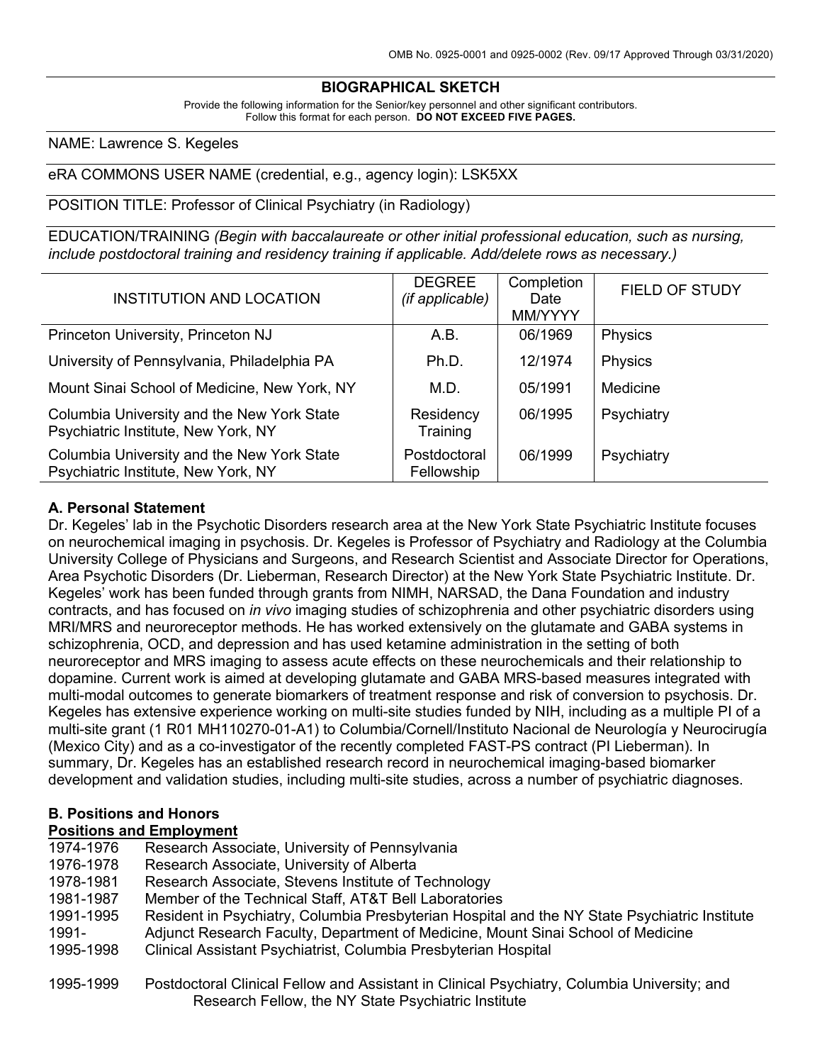OMB No. 0925-0001 and 0925-0002 (Rev. 09/17 Approved Through 03/31/2020)

# BIOGRAPHICAL SKETCH

Provide the following information for the Senior/key personnel and other significant contributors.
Follow this format for each person. **DO NOT EXCEED FIVE PAGES.**

NAME: Lawrence S. Kegeles

eRA COMMONS USER NAME (credential, e.g., agency login): LSK5XX

POSITION TITLE: Professor of Clinical Psychiatry (in Radiology)

EDUCATION/TRAINING *(Begin with baccalaureate or other initial professional education, such as nursing, include postdoctoral training and residency training if applicable. Add/delete rows as necessary.)*

| INSTITUTION AND LOCATION | DEGREE *(if applicable)* | Completion Date MM/YYYY | FIELD OF STUDY |
|---|---|---|---|
| Princeton University, Princeton NJ | A.B. | 06/1969 | Physics |
| University of Pennsylvania, Philadelphia PA | Ph.D. | 12/1974 | Physics |
| Mount Sinai School of Medicine, New York, NY | M.D. | 05/1991 | Medicine |
| Columbia University and the New York State Psychiatric Institute, New York, NY | Residency Training | 06/1995 | Psychiatry |
| Columbia University and the New York State Psychiatric Institute, New York, NY | Postdoctoral Fellowship | 06/1999 | Psychiatry |

## A. Personal Statement

Dr. Kegeles' lab in the Psychotic Disorders research area at the New York State Psychiatric Institute focuses on neurochemical imaging in psychosis. Dr. Kegeles is Professor of Psychiatry and Radiology at the Columbia University College of Physicians and Surgeons, and Research Scientist and Associate Director for Operations, Area Psychotic Disorders (Dr. Lieberman, Research Director) at the New York State Psychiatric Institute. Dr. Kegeles' work has been funded through grants from NIMH, NARSAD, the Dana Foundation and industry contracts, and has focused on *in vivo* imaging studies of schizophrenia and other psychiatric disorders using MRI/MRS and neuroreceptor methods. He has worked extensively on the glutamate and GABA systems in schizophrenia, OCD, and depression and has used ketamine administration in the setting of both neuroreceptor and MRS imaging to assess acute effects on these neurochemicals and their relationship to dopamine. Current work is aimed at developing glutamate and GABA MRS-based measures integrated with multi-modal outcomes to generate biomarkers of treatment response and risk of conversion to psychosis. Dr. Kegeles has extensive experience working on multi-site studies funded by NIH, including as a multiple PI of a multi-site grant (1 R01 MH110270-01-A1) to Columbia/Cornell/Instituto Nacional de Neurología y Neurocirugía (Mexico City) and as a co-investigator of the recently completed FAST-PS contract (PI Lieberman). In summary, Dr. Kegeles has an established research record in neurochemical imaging-based biomarker development and validation studies, including multi-site studies, across a number of psychiatric diagnoses.

## B. Positions and Honors

### Positions and Employment

- 1974-1976 Research Associate, University of Pennsylvania
- 1976-1978 Research Associate, University of Alberta
- 1978-1981 Research Associate, Stevens Institute of Technology
- 1981-1987 Member of the Technical Staff, AT&T Bell Laboratories
- 1991-1995 Resident in Psychiatry, Columbia Presbyterian Hospital and the NY State Psychiatric Institute
- 1991- Adjunct Research Faculty, Department of Medicine, Mount Sinai School of Medicine
- 1995-1998 Clinical Assistant Psychiatrist, Columbia Presbyterian Hospital
- 1995-1999 Postdoctoral Clinical Fellow and Assistant in Clinical Psychiatry, Columbia University; and Research Fellow, the NY State Psychiatric Institute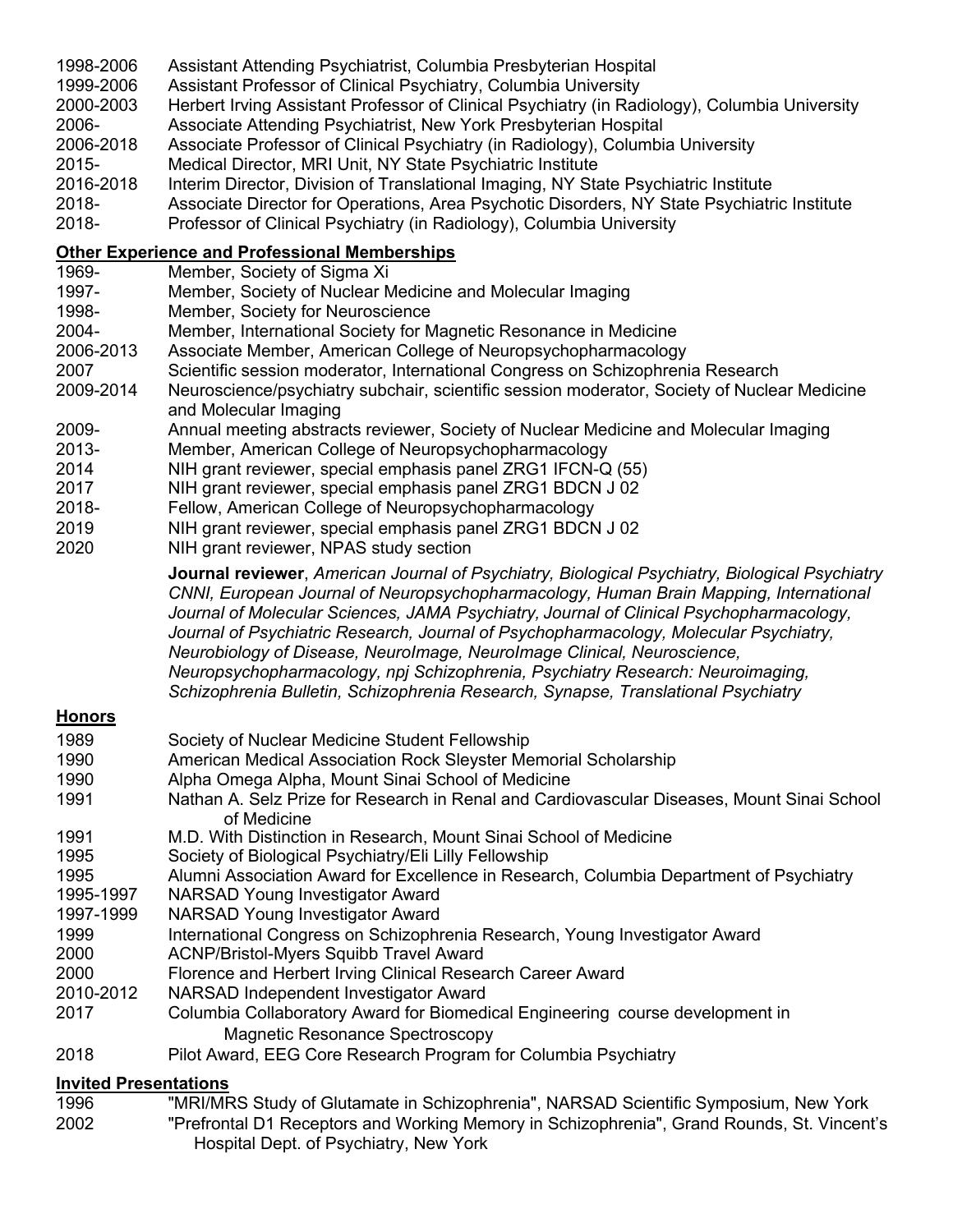| | |
|---|---|
| 1998-2006 | Assistant Attending Psychiatrist, Columbia Presbyterian Hospital |
| 1999-2006 | Assistant Professor of Clinical Psychiatry, Columbia University |
| 2000-2003 | Herbert Irving Assistant Professor of Clinical Psychiatry (in Radiology), Columbia University |
| 2006- | Associate Attending Psychiatrist, New York Presbyterian Hospital |
| 2006-2018 | Associate Professor of Clinical Psychiatry (in Radiology), Columbia University |
| 2015- | Medical Director, MRI Unit, NY State Psychiatric Institute |
| 2016-2018 | Interim Director, Division of Translational Imaging, NY State Psychiatric Institute |
| 2018- | Associate Director for Operations, Area Psychotic Disorders, NY State Psychiatric Institute |
| 2018- | Professor of Clinical Psychiatry (in Radiology), Columbia University |

**Other Experience and Professional Memberships**

| | |
|---|---|
| 1969- | Member, Society of Sigma Xi |
| 1997- | Member, Society of Nuclear Medicine and Molecular Imaging |
| 1998- | Member, Society for Neuroscience |
| 2004- | Member, International Society for Magnetic Resonance in Medicine |
| 2006-2013 | Associate Member, American College of Neuropsychopharmacology |
| 2007 | Scientific session moderator, International Congress on Schizophrenia Research |
| 2009-2014 | Neuroscience/psychiatry subchair, scientific session moderator, Society of Nuclear Medicine and Molecular Imaging |
| 2009- | Annual meeting abstracts reviewer, Society of Nuclear Medicine and Molecular Imaging |
| 2013- | Member, American College of Neuropsychopharmacology |
| 2014 | NIH grant reviewer, special emphasis panel ZRG1 IFCN-Q (55) |
| 2017 | NIH grant reviewer, special emphasis panel ZRG1 BDCN J 02 |
| 2018- | Fellow, American College of Neuropsychopharmacology |
| 2019 | NIH grant reviewer, special emphasis panel ZRG1 BDCN J 02 |
| 2020 | NIH grant reviewer, NPAS study section |

**Journal reviewer**, *American Journal of Psychiatry, Biological Psychiatry, Biological Psychiatry CNNI, European Journal of Neuropsychopharmacology, Human Brain Mapping, International Journal of Molecular Sciences, JAMA Psychiatry, Journal of Clinical Psychopharmacology, Journal of Psychiatric Research, Journal of Psychopharmacology, Molecular Psychiatry, Neurobiology of Disease, NeuroImage, NeuroImage Clinical, Neuroscience, Neuropsychopharmacology, npj Schizophrenia, Psychiatry Research: Neuroimaging, Schizophrenia Bulletin, Schizophrenia Research, Synapse, Translational Psychiatry*

**Honors**

| | |
|---|---|
| 1989 | Society of Nuclear Medicine Student Fellowship |
| 1990 | American Medical Association Rock Sleyster Memorial Scholarship |
| 1990 | Alpha Omega Alpha, Mount Sinai School of Medicine |
| 1991 | Nathan A. Selz Prize for Research in Renal and Cardiovascular Diseases, Mount Sinai School of Medicine |
| 1991 | M.D. With Distinction in Research, Mount Sinai School of Medicine |
| 1995 | Society of Biological Psychiatry/Eli Lilly Fellowship |
| 1995 | Alumni Association Award for Excellence in Research, Columbia Department of Psychiatry |
| 1995-1997 | NARSAD Young Investigator Award |
| 1997-1999 | NARSAD Young Investigator Award |
| 1999 | International Congress on Schizophrenia Research, Young Investigator Award |
| 2000 | ACNP/Bristol-Myers Squibb Travel Award |
| 2000 | Florence and Herbert Irving Clinical Research Career Award |
| 2010-2012 | NARSAD Independent Investigator Award |
| 2017 | Columbia Collaboratory Award for Biomedical Engineering course development in Magnetic Resonance Spectroscopy |
| 2018 | Pilot Award, EEG Core Research Program for Columbia Psychiatry |

**Invited Presentations**

| | |
|---|---|
| 1996 | "MRI/MRS Study of Glutamate in Schizophrenia", NARSAD Scientific Symposium, New York |
| 2002 | "Prefrontal D1 Receptors and Working Memory in Schizophrenia", Grand Rounds, St. Vincent's Hospital Dept. of Psychiatry, New York |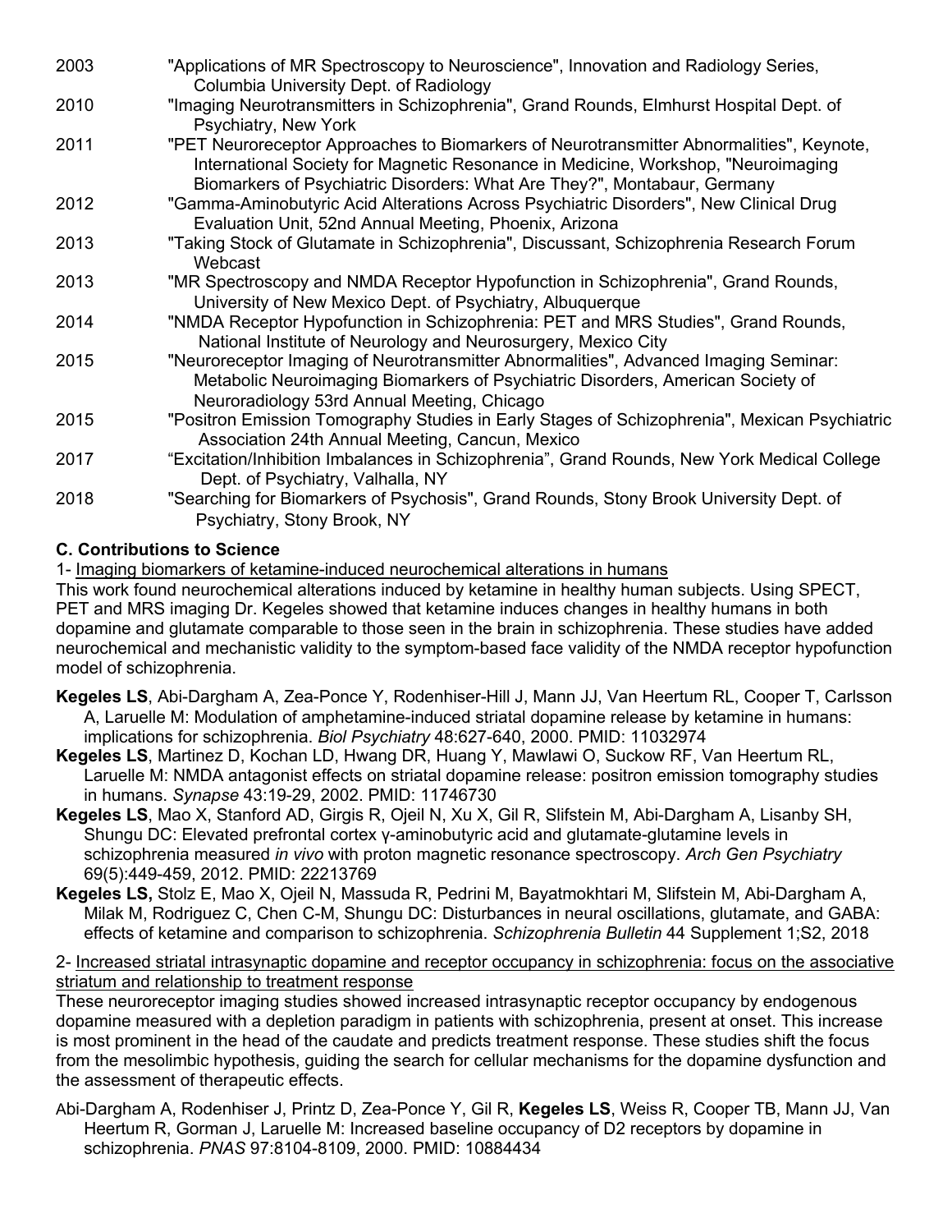2003 "Applications of MR Spectroscopy to Neuroscience", Innovation and Radiology Series, Columbia University Dept. of Radiology

2010 "Imaging Neurotransmitters in Schizophrenia", Grand Rounds, Elmhurst Hospital Dept. of Psychiatry, New York

2011 "PET Neuroreceptor Approaches to Biomarkers of Neurotransmitter Abnormalities", Keynote, International Society for Magnetic Resonance in Medicine, Workshop, "Neuroimaging Biomarkers of Psychiatric Disorders: What Are They?", Montabaur, Germany

2012 "Gamma-Aminobutyric Acid Alterations Across Psychiatric Disorders", New Clinical Drug Evaluation Unit, 52nd Annual Meeting, Phoenix, Arizona

2013 "Taking Stock of Glutamate in Schizophrenia", Discussant, Schizophrenia Research Forum Webcast

2013 "MR Spectroscopy and NMDA Receptor Hypofunction in Schizophrenia", Grand Rounds, University of New Mexico Dept. of Psychiatry, Albuquerque

2014 "NMDA Receptor Hypofunction in Schizophrenia: PET and MRS Studies", Grand Rounds, National Institute of Neurology and Neurosurgery, Mexico City

2015 "Neuroreceptor Imaging of Neurotransmitter Abnormalities", Advanced Imaging Seminar: Metabolic Neuroimaging Biomarkers of Psychiatric Disorders, American Society of Neuroradiology 53rd Annual Meeting, Chicago

2015 "Positron Emission Tomography Studies in Early Stages of Schizophrenia", Mexican Psychiatric Association 24th Annual Meeting, Cancun, Mexico

2017 "Excitation/Inhibition Imbalances in Schizophrenia", Grand Rounds, New York Medical College Dept. of Psychiatry, Valhalla, NY

2018 "Searching for Biomarkers of Psychosis", Grand Rounds, Stony Brook University Dept. of Psychiatry, Stony Brook, NY

### C. Contributions to Science

1- Imaging biomarkers of ketamine-induced neurochemical alterations in humans

This work found neurochemical alterations induced by ketamine in healthy human subjects. Using SPECT, PET and MRS imaging Dr. Kegeles showed that ketamine induces changes in healthy humans in both dopamine and glutamate comparable to those seen in the brain in schizophrenia. These studies have added neurochemical and mechanistic validity to the symptom-based face validity of the NMDA receptor hypofunction model of schizophrenia.

**Kegeles LS**, Abi-Dargham A, Zea-Ponce Y, Rodenhiser-Hill J, Mann JJ, Van Heertum RL, Cooper T, Carlsson A, Laruelle M: Modulation of amphetamine-induced striatal dopamine release by ketamine in humans: implications for schizophrenia. *Biol Psychiatry* 48:627-640, 2000. PMID: 11032974

**Kegeles LS**, Martinez D, Kochan LD, Hwang DR, Huang Y, Mawlawi O, Suckow RF, Van Heertum RL, Laruelle M: NMDA antagonist effects on striatal dopamine release: positron emission tomography studies in humans. *Synapse* 43:19-29, 2002. PMID: 11746730

**Kegeles LS**, Mao X, Stanford AD, Girgis R, Ojeil N, Xu X, Gil R, Slifstein M, Abi-Dargham A, Lisanby SH, Shungu DC: Elevated prefrontal cortex γ-aminobutyric acid and glutamate-glutamine levels in schizophrenia measured *in vivo* with proton magnetic resonance spectroscopy. *Arch Gen Psychiatry* 69(5):449-459, 2012. PMID: 22213769

**Kegeles LS,** Stolz E, Mao X, Ojeil N, Massuda R, Pedrini M, Bayatmokhtari M, Slifstein M, Abi-Dargham A, Milak M, Rodriguez C, Chen C-M, Shungu DC: Disturbances in neural oscillations, glutamate, and GABA: effects of ketamine and comparison to schizophrenia. *Schizophrenia Bulletin* 44 Supplement 1;S2, 2018

2- Increased striatal intrasynaptic dopamine and receptor occupancy in schizophrenia: focus on the associative striatum and relationship to treatment response

These neuroreceptor imaging studies showed increased intrasynaptic receptor occupancy by endogenous dopamine measured with a depletion paradigm in patients with schizophrenia, present at onset. This increase is most prominent in the head of the caudate and predicts treatment response. These studies shift the focus from the mesolimbic hypothesis, guiding the search for cellular mechanisms for the dopamine dysfunction and the assessment of therapeutic effects.

Abi-Dargham A, Rodenhiser J, Printz D, Zea-Ponce Y, Gil R, **Kegeles LS**, Weiss R, Cooper TB, Mann JJ, Van Heertum R, Gorman J, Laruelle M: Increased baseline occupancy of D2 receptors by dopamine in schizophrenia. *PNAS* 97:8104-8109, 2000. PMID: 10884434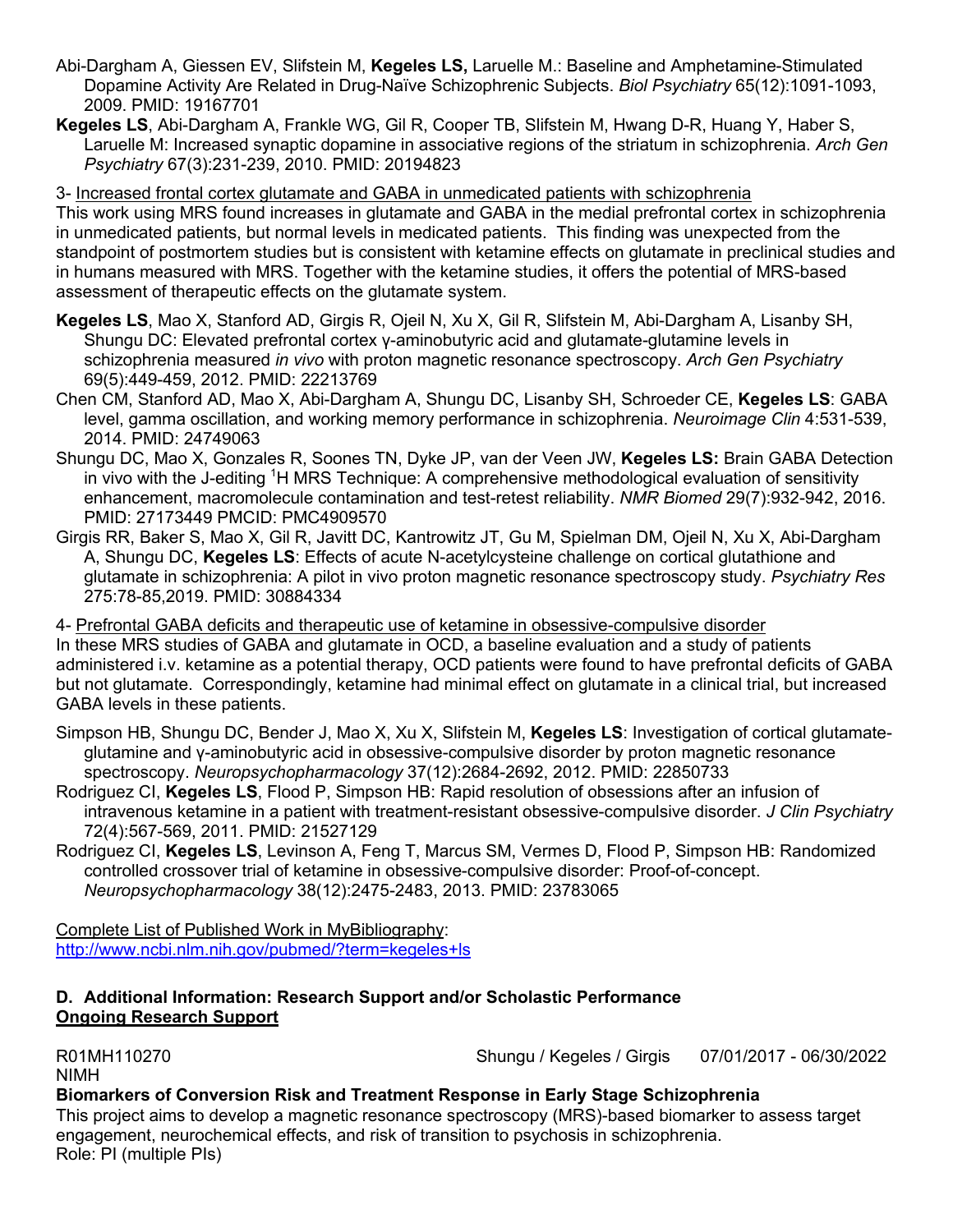Abi-Dargham A, Giessen EV, Slifstein M, **Kegeles LS,** Laruelle M.: Baseline and Amphetamine-Stimulated Dopamine Activity Are Related in Drug-Naïve Schizophrenic Subjects. *Biol Psychiatry* 65(12):1091-1093, 2009. PMID: 19167701

**Kegeles LS**, Abi-Dargham A, Frankle WG, Gil R, Cooper TB, Slifstein M, Hwang D-R, Huang Y, Haber S, Laruelle M: Increased synaptic dopamine in associative regions of the striatum in schizophrenia. *Arch Gen Psychiatry* 67(3):231-239, 2010. PMID: 20194823

3- Increased frontal cortex glutamate and GABA in unmedicated patients with schizophrenia

This work using MRS found increases in glutamate and GABA in the medial prefrontal cortex in schizophrenia in unmedicated patients, but normal levels in medicated patients. This finding was unexpected from the standpoint of postmortem studies but is consistent with ketamine effects on glutamate in preclinical studies and in humans measured with MRS. Together with the ketamine studies, it offers the potential of MRS-based assessment of therapeutic effects on the glutamate system.

**Kegeles LS**, Mao X, Stanford AD, Girgis R, Ojeil N, Xu X, Gil R, Slifstein M, Abi-Dargham A, Lisanby SH, Shungu DC: Elevated prefrontal cortex γ-aminobutyric acid and glutamate-glutamine levels in schizophrenia measured *in vivo* with proton magnetic resonance spectroscopy. *Arch Gen Psychiatry* 69(5):449-459, 2012. PMID: 22213769

Chen CM, Stanford AD, Mao X, Abi-Dargham A, Shungu DC, Lisanby SH, Schroeder CE, **Kegeles LS**: GABA level, gamma oscillation, and working memory performance in schizophrenia. *Neuroimage Clin* 4:531-539, 2014. PMID: 24749063

Shungu DC, Mao X, Gonzales R, Soones TN, Dyke JP, van der Veen JW, **Kegeles LS:** Brain GABA Detection in vivo with the J-editing $^{1}$H MRS Technique: A comprehensive methodological evaluation of sensitivity enhancement, macromolecule contamination and test-retest reliability. *NMR Biomed* 29(7):932-942, 2016. PMID: 27173449 PMCID: PMC4909570

Girgis RR, Baker S, Mao X, Gil R, Javitt DC, Kantrowitz JT, Gu M, Spielman DM, Ojeil N, Xu X, Abi-Dargham A, Shungu DC, **Kegeles LS**: Effects of acute N-acetylcysteine challenge on cortical glutathione and glutamate in schizophrenia: A pilot in vivo proton magnetic resonance spectroscopy study. *Psychiatry Res* 275:78-85,2019. PMID: 30884334

4- Prefrontal GABA deficits and therapeutic use of ketamine in obsessive-compulsive disorder

In these MRS studies of GABA and glutamate in OCD, a baseline evaluation and a study of patients administered i.v. ketamine as a potential therapy, OCD patients were found to have prefrontal deficits of GABA but not glutamate. Correspondingly, ketamine had minimal effect on glutamate in a clinical trial, but increased GABA levels in these patients.

Simpson HB, Shungu DC, Bender J, Mao X, Xu X, Slifstein M, **Kegeles LS**: Investigation of cortical glutamate-glutamine and γ-aminobutyric acid in obsessive-compulsive disorder by proton magnetic resonance spectroscopy. *Neuropsychopharmacology* 37(12):2684-2692, 2012. PMID: 22850733

Rodriguez CI, **Kegeles LS**, Flood P, Simpson HB: Rapid resolution of obsessions after an infusion of intravenous ketamine in a patient with treatment-resistant obsessive-compulsive disorder. *J Clin Psychiatry* 72(4):567-569, 2011. PMID: 21527129

Rodriguez CI, **Kegeles LS**, Levinson A, Feng T, Marcus SM, Vermes D, Flood P, Simpson HB: Randomized controlled crossover trial of ketamine in obsessive-compulsive disorder: Proof-of-concept. *Neuropsychopharmacology* 38(12):2475-2483, 2013. PMID: 23783065

Complete List of Published Work in MyBibliography:
http://www.ncbi.nlm.nih.gov/pubmed/?term=kegeles+ls

### D. Additional Information: Research Support and/or Scholastic Performance

**Ongoing Research Support**

R01MH110270 Shungu / Kegeles / Girgis 07/01/2017 - 06/30/2022
NIMH

**Biomarkers of Conversion Risk and Treatment Response in Early Stage Schizophrenia**

This project aims to develop a magnetic resonance spectroscopy (MRS)-based biomarker to assess target engagement, neurochemical effects, and risk of transition to psychosis in schizophrenia.
Role: PI (multiple PIs)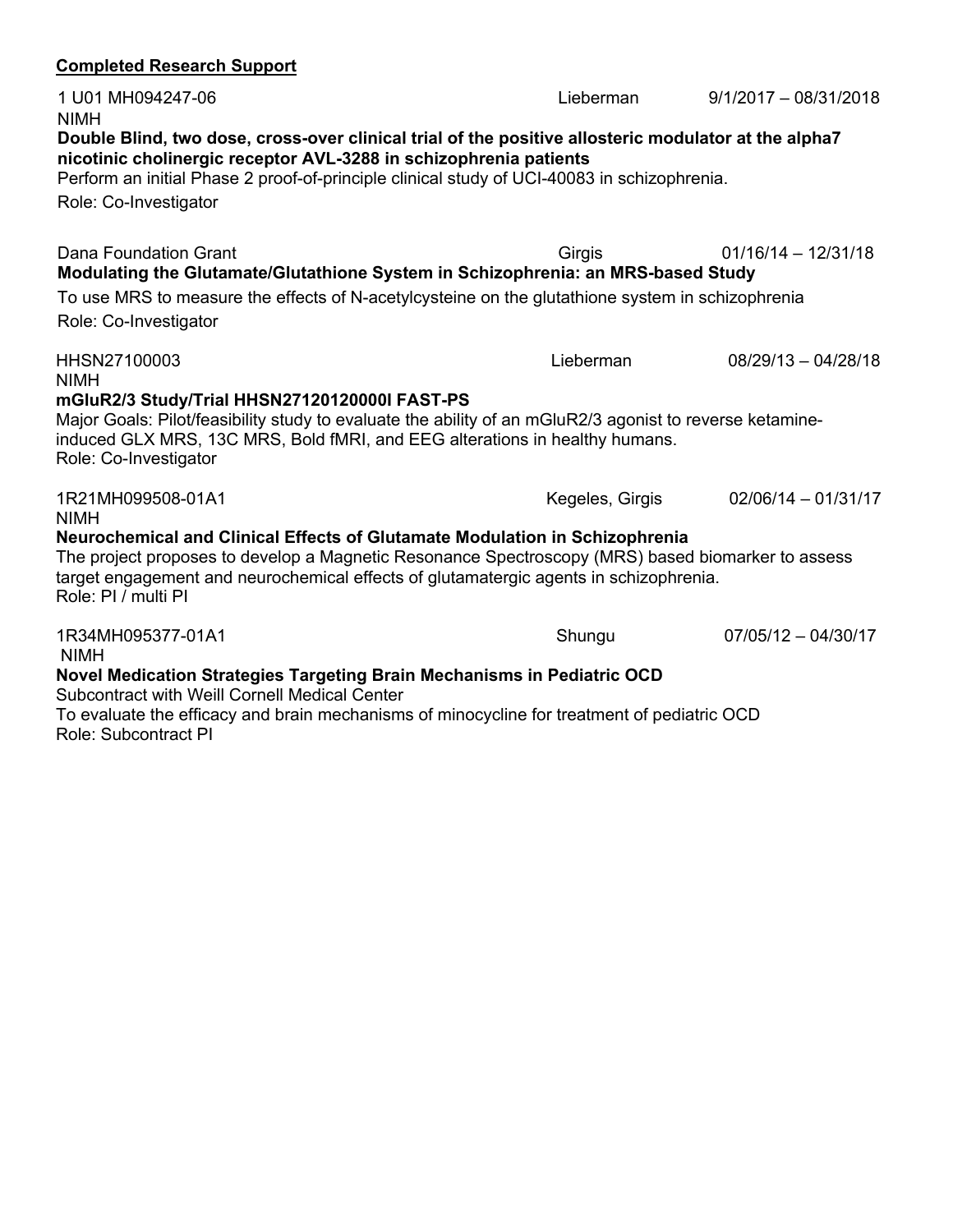**Completed Research Support**

1 U01 MH094247-06 Lieberman 9/1/2017 – 08/31/2018
NIMH
**Double Blind, two dose, cross-over clinical trial of the positive allosteric modulator at the alpha7 nicotinic cholinergic receptor AVL-3288 in schizophrenia patients**
Perform an initial Phase 2 proof-of-principle clinical study of UCI-40083 in schizophrenia.
Role: Co-Investigator

Dana Foundation Grant Girgis 01/16/14 – 12/31/18
**Modulating the Glutamate/Glutathione System in Schizophrenia: an MRS-based Study**
To use MRS to measure the effects of N-acetylcysteine on the glutathione system in schizophrenia
Role: Co-Investigator

HHSN27100003 Lieberman 08/29/13 – 04/28/18
NIMH
**mGluR2/3 Study/Trial HHSN27120120000I FAST-PS**
Major Goals: Pilot/feasibility study to evaluate the ability of an mGluR2/3 agonist to reverse ketamine-induced GLX MRS, 13C MRS, Bold fMRI, and EEG alterations in healthy humans.
Role: Co-Investigator

1R21MH099508-01A1 Kegeles, Girgis 02/06/14 – 01/31/17
NIMH
**Neurochemical and Clinical Effects of Glutamate Modulation in Schizophrenia**
The project proposes to develop a Magnetic Resonance Spectroscopy (MRS) based biomarker to assess target engagement and neurochemical effects of glutamatergic agents in schizophrenia.
Role: PI / multi PI

1R34MH095377-01A1 Shungu 07/05/12 – 04/30/17
NIMH
**Novel Medication Strategies Targeting Brain Mechanisms in Pediatric OCD**
Subcontract with Weill Cornell Medical Center
To evaluate the efficacy and brain mechanisms of minocycline for treatment of pediatric OCD
Role: Subcontract PI